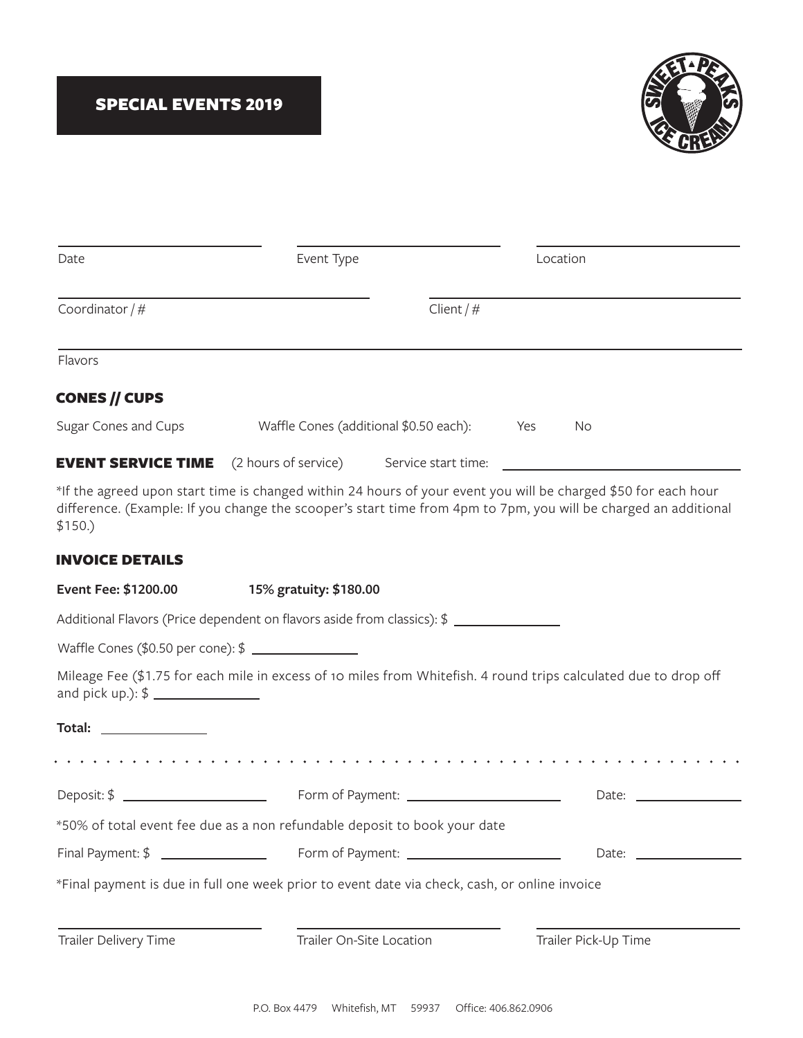# SPECIAL EVENTS 2019

Date: ____________________ Event Type: ____________________ Location: ____________________

Coordinator / #: ____________________ Client / #: ____________________

Flavors: ____________________

## CONES // CUPS

Sugar Cones and Cups     Waffle Cones (additional $0.50 each):     Yes     No

## EVENT SERVICE TIME

(2 hours of service)     Service start time: ____________________

*If the agreed upon start time is changed within 24 hours of your event you will be charged $50 for each hour difference. (Example: If you change the scooper's start time from 4pm to 7pm, you will be charged an additional $150.)

## INVOICE DETAILS

**Event Fee: $1200.00**     **15% gratuity: $180.00**

Additional Flavors (Price dependent on flavors aside from classics): $ ____________

Waffle Cones ($0.50 per cone): $ ____________

Mileage Fee ($1.75 for each mile in excess of 10 miles from Whitefish. 4 round trips calculated due to drop off and pick up.): $ ____________

**Total:** ____________

---

Deposit: $ ____________     Form of Payment: ____________     Date: ____________

*50% of total event fee due as a non refundable deposit to book your date

Final Payment: $ ____________     Form of Payment: ____________     Date: ____________

*Final payment is due in full one week prior to event date via check, cash, or online invoice

Trailer Delivery Time: ____________ Trailer On-Site Location: ____________ Trailer Pick-Up Time: ____________

P.O. Box 4479     Whitefish, MT     59937     Office: 406.862.0906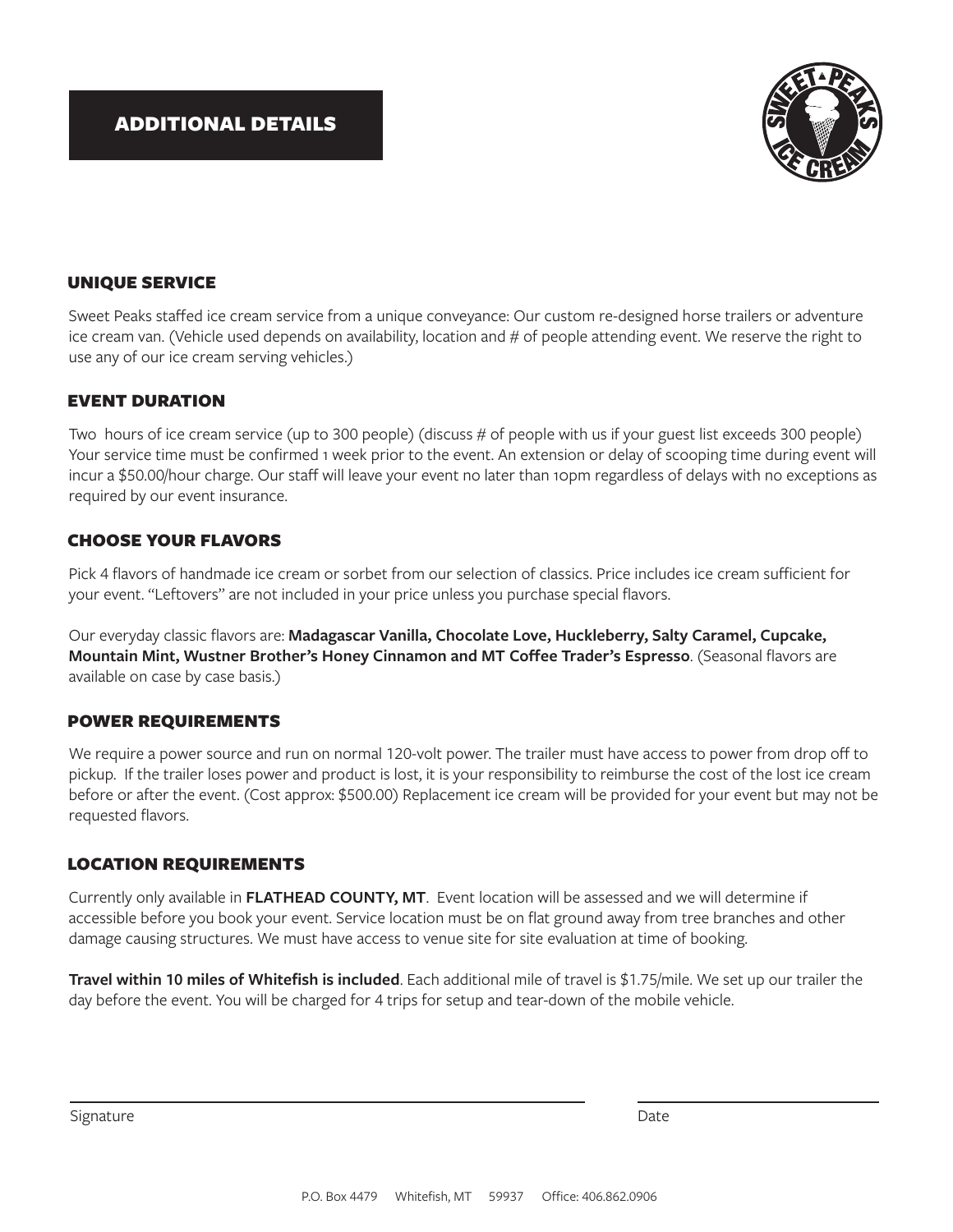# ADDITIONAL DETAILS

## UNIQUE SERVICE

Sweet Peaks staffed ice cream service from a unique conveyance: Our custom re-designed horse trailers or adventure ice cream van. (Vehicle used depends on availability, location and # of people attending event. We reserve the right to use any of our ice cream serving vehicles.)

## EVENT DURATION

Two hours of ice cream service (up to 300 people) (discuss # of people with us if your guest list exceeds 300 people) Your service time must be confirmed 1 week prior to the event. An extension or delay of scooping time during event will incur a $50.00/hour charge. Our staff will leave your event no later than 10pm regardless of delays with no exceptions as required by our event insurance.

## CHOOSE YOUR FLAVORS

Pick 4 flavors of handmade ice cream or sorbet from our selection of classics. Price includes ice cream sufficient for your event. "Leftovers" are not included in your price unless you purchase special flavors.

Our everyday classic flavors are: **Madagascar Vanilla, Chocolate Love, Huckleberry, Salty Caramel, Cupcake, Mountain Mint, Wustner Brother's Honey Cinnamon and MT Coffee Trader's Espresso**. (Seasonal flavors are available on case by case basis.)

## POWER REQUIREMENTS

We require a power source and run on normal 120-volt power. The trailer must have access to power from drop off to pickup. If the trailer loses power and product is lost, it is your responsibility to reimburse the cost of the lost ice cream before or after the event. (Cost approx: $500.00) Replacement ice cream will be provided for your event but may not be requested flavors.

## LOCATION REQUIREMENTS

Currently only available in **FLATHEAD COUNTY, MT**. Event location will be assessed and we will determine if accessible before you book your event. Service location must be on flat ground away from tree branches and other damage causing structures. We must have access to venue site for site evaluation at time of booking.

**Travel within 10 miles of Whitefish is included**. Each additional mile of travel is $1.75/mile. We set up our trailer the day before the event. You will be charged for 4 trips for setup and tear-down of the mobile vehicle.

Signature ______________________ Date ______________

P.O. Box 4479 Whitefish, MT 59937 Office: 406.862.0906